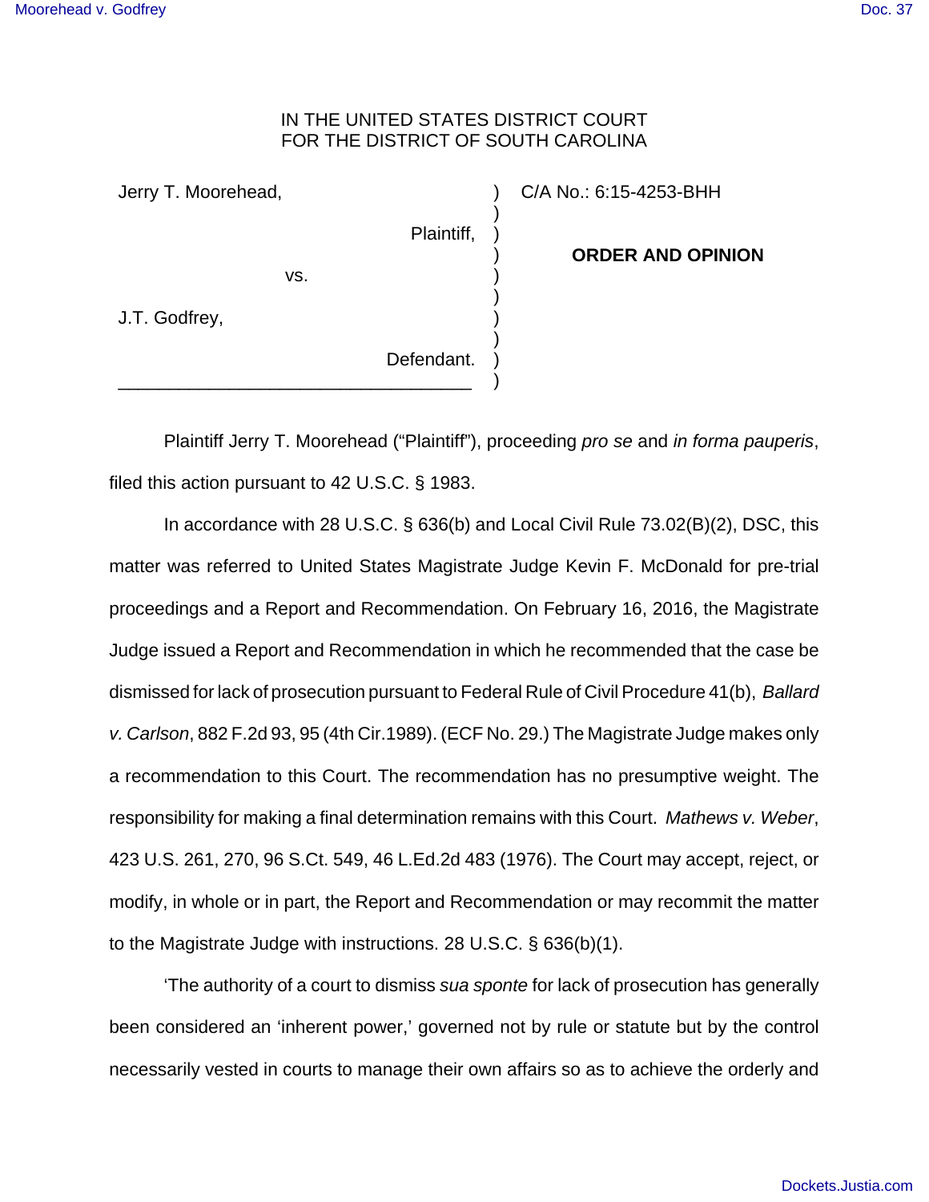IN THE UNITED STATES DISTRICT COURT
FOR THE DISTRICT OF SOUTH CAROLINA

| | | |
|---|---|---|
| Jerry T. Moorehead, Plaintiff, | ) | C/A No.: 6:15-4253-BHH |
| vs. | ) | **ORDER AND OPINION** |
| J.T. Godfrey, Defendant. | ) | |

Plaintiff Jerry T. Moorehead ("Plaintiff"), proceeding *pro se* and *in forma pauperis*, filed this action pursuant to 42 U.S.C. § 1983.

In accordance with 28 U.S.C. § 636(b) and Local Civil Rule 73.02(B)(2), DSC, this matter was referred to United States Magistrate Judge Kevin F. McDonald for pre-trial proceedings and a Report and Recommendation. On February 16, 2016, the Magistrate Judge issued a Report and Recommendation in which he recommended that the case be dismissed for lack of prosecution pursuant to Federal Rule of Civil Procedure 41(b), *Ballard v. Carlson*, 882 F.2d 93, 95 (4th Cir.1989). (ECF No. 29.) The Magistrate Judge makes only a recommendation to this Court. The recommendation has no presumptive weight. The responsibility for making a final determination remains with this Court. *Mathews v. Weber*, 423 U.S. 261, 270, 96 S.Ct. 549, 46 L.Ed.2d 483 (1976). The Court may accept, reject, or modify, in whole or in part, the Report and Recommendation or may recommit the matter to the Magistrate Judge with instructions. 28 U.S.C. § 636(b)(1).

'The authority of a court to dismiss *sua sponte* for lack of prosecution has generally been considered an 'inherent power,' governed not by rule or statute but by the control necessarily vested in courts to manage their own affairs so as to achieve the orderly and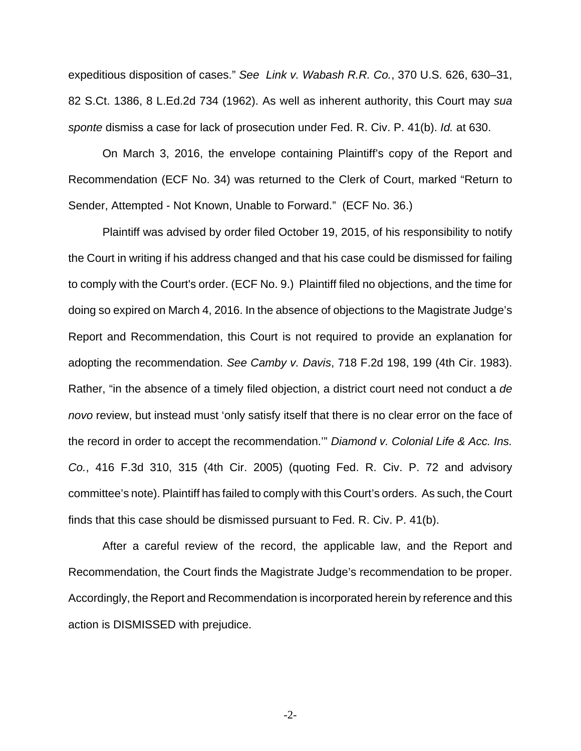expeditious disposition of cases." *See Link v. Wabash R.R. Co.*, 370 U.S. 626, 630–31, 82 S.Ct. 1386, 8 L.Ed.2d 734 (1962). As well as inherent authority, this Court may *sua sponte* dismiss a case for lack of prosecution under Fed. R. Civ. P. 41(b). *Id.* at 630.

On March 3, 2016, the envelope containing Plaintiff's copy of the Report and Recommendation (ECF No. 34) was returned to the Clerk of Court, marked "Return to Sender, Attempted - Not Known, Unable to Forward." (ECF No. 36.)

Plaintiff was advised by order filed October 19, 2015, of his responsibility to notify the Court in writing if his address changed and that his case could be dismissed for failing to comply with the Court's order. (ECF No. 9.) Plaintiff filed no objections, and the time for doing so expired on March 4, 2016. In the absence of objections to the Magistrate Judge's Report and Recommendation, this Court is not required to provide an explanation for adopting the recommendation. *See Camby v. Davis*, 718 F.2d 198, 199 (4th Cir. 1983). Rather, "in the absence of a timely filed objection, a district court need not conduct a *de novo* review, but instead must 'only satisfy itself that there is no clear error on the face of the record in order to accept the recommendation.'" *Diamond v. Colonial Life & Acc. Ins. Co.*, 416 F.3d 310, 315 (4th Cir. 2005) (quoting Fed. R. Civ. P. 72 and advisory committee's note). Plaintiff has failed to comply with this Court's orders. As such, the Court finds that this case should be dismissed pursuant to Fed. R. Civ. P. 41(b).

After a careful review of the record, the applicable law, and the Report and Recommendation, the Court finds the Magistrate Judge's recommendation to be proper. Accordingly, the Report and Recommendation is incorporated herein by reference and this action is DISMISSED with prejudice.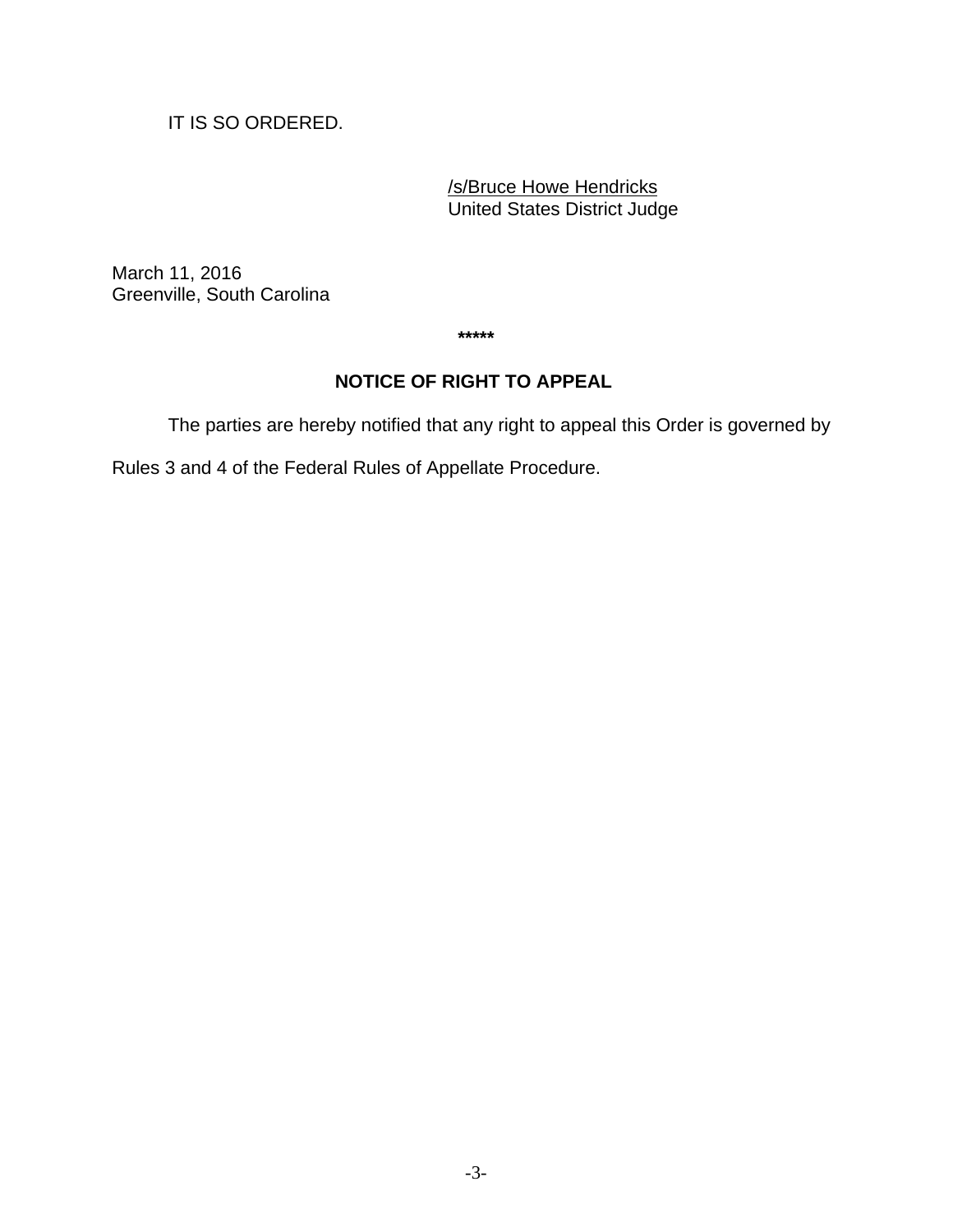IT IS SO ORDERED.

/s/Bruce Howe Hendricks
United States District Judge

March 11, 2016
Greenville, South Carolina

*****

**NOTICE OF RIGHT TO APPEAL**

The parties are hereby notified that any right to appeal this Order is governed by Rules 3 and 4 of the Federal Rules of Appellate Procedure.